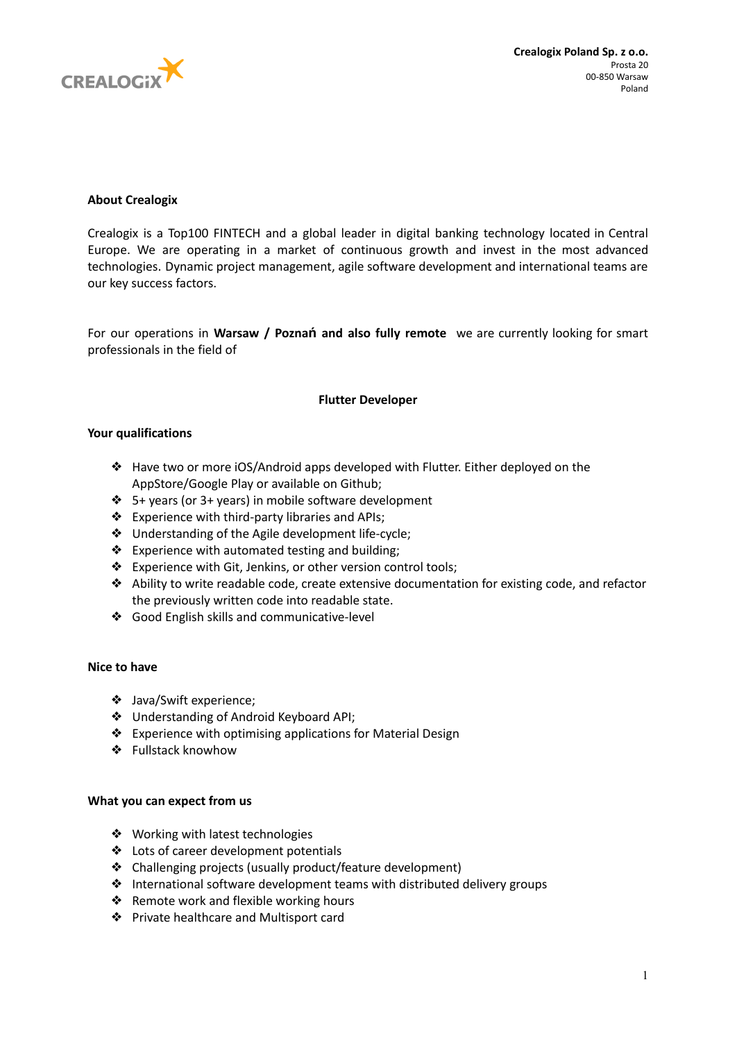**Crealogix Poland Sp. z o.o.**
Prosta 20
00-850 Warsaw
Poland

**About Crealogix**

Crealogix is a Top100 FINTECH and a global leader in digital banking technology located in Central Europe. We are operating in a market of continuous growth and invest in the most advanced technologies. Dynamic project management, agile software development and international teams are our key success factors.

For our operations in **Warsaw / Poznań and also fully remote** we are currently looking for smart professionals in the field of

**Flutter Developer**

**Your qualifications**

- Have two or more iOS/Android apps developed with Flutter. Either deployed on the AppStore/Google Play or available on Github;
- 5+ years (or 3+ years) in mobile software development
- Experience with third-party libraries and APIs;
- Understanding of the Agile development life-cycle;
- Experience with automated testing and building;
- Experience with Git, Jenkins, or other version control tools;
- Ability to write readable code, create extensive documentation for existing code, and refactor the previously written code into readable state.
- Good English skills and communicative-level

**Nice to have**

- Java/Swift experience;
- Understanding of Android Keyboard API;
- Experience with optimising applications for Material Design
- Fullstack knowhow

**What you can expect from us**

- Working with latest technologies
- Lots of career development potentials
- Challenging projects (usually product/feature development)
- International software development teams with distributed delivery groups
- Remote work and flexible working hours
- Private healthcare and Multisport card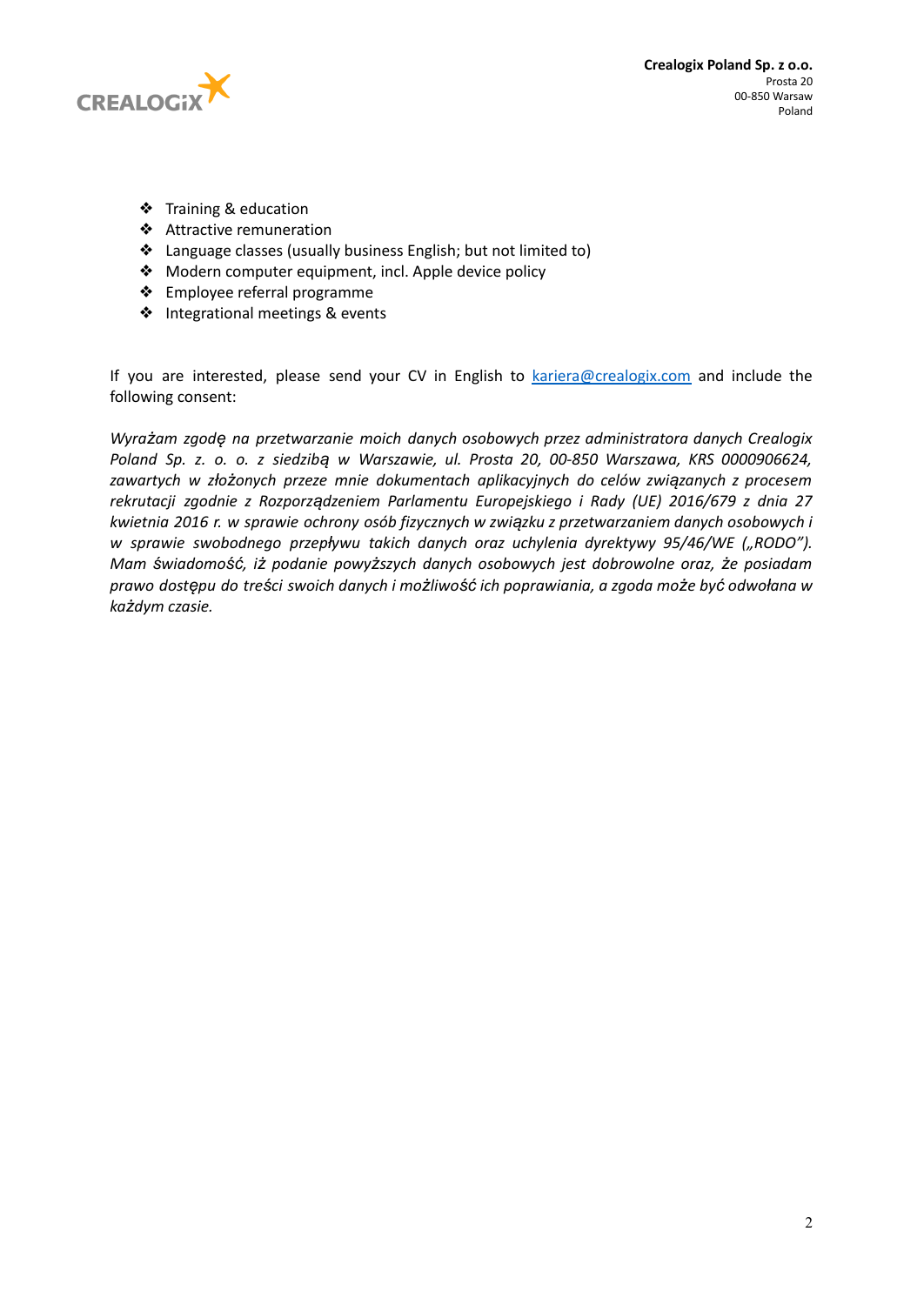- Training & education
- Attractive remuneration
- Language classes (usually business English; but not limited to)
- Modern computer equipment, incl. Apple device policy
- Employee referral programme
- Integrational meetings & events

If you are interested, please send your CV in English to [kariera@crealogix.com](mailto:kariera@crealogix.com) and include the following consent:

*Wyrażam zgodę na przetwarzanie moich danych osobowych przez administratora danych Crealogix Poland Sp. z. o. o. z siedzibą w Warszawie, ul. Prosta 20, 00-850 Warszawa, KRS 0000906624, zawartych w złożonych przeze mnie dokumentach aplikacyjnych do celów związanych z procesem rekrutacji zgodnie z Rozporządzeniem Parlamentu Europejskiego i Rady (UE) 2016/679 z dnia 27 kwietnia 2016 r. w sprawie ochrony osób fizycznych w związku z przetwarzaniem danych osobowych i w sprawie swobodnego przepływu takich danych oraz uchylenia dyrektywy 95/46/WE („RODO"). Mam świadomość, iż podanie powyższych danych osobowych jest dobrowolne oraz, że posiadam prawo dostępu do treści swoich danych i możliwość ich poprawiania, a zgoda może być odwołana w każdym czasie.*